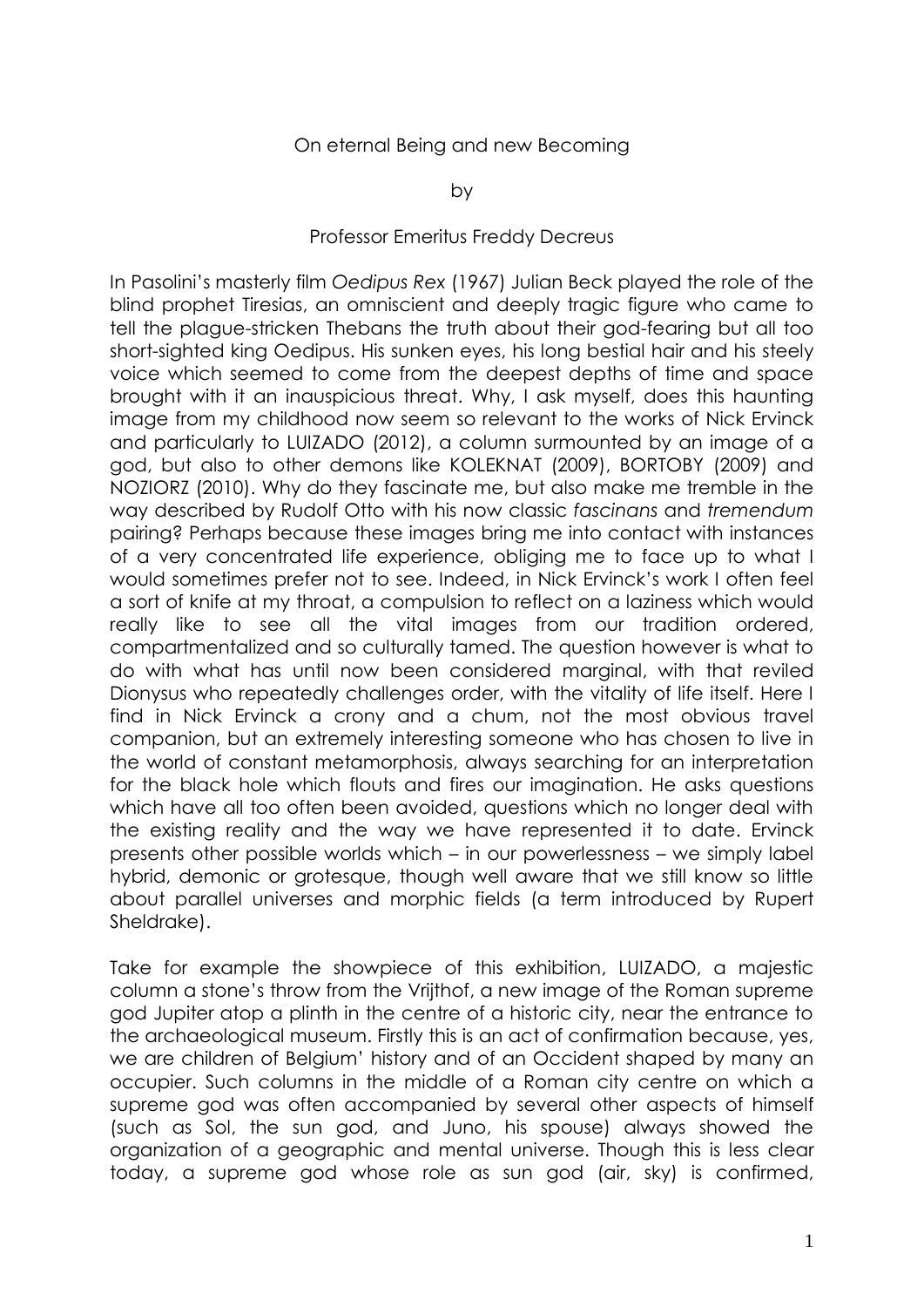# On eternal Being and new Becoming

by

Professor Emeritus Freddy Decreus

In Pasolini's masterly film *Oedipus Rex* (1967) Julian Beck played the role of the blind prophet Tiresias, an omniscient and deeply tragic figure who came to tell the plague-stricken Thebans the truth about their god-fearing but all too short-sighted king Oedipus. His sunken eyes, his long bestial hair and his steely voice which seemed to come from the deepest depths of time and space brought with it an inauspicious threat. Why, I ask myself, does this haunting image from my childhood now seem so relevant to the works of Nick Ervinck and particularly to LUIZADO (2012), a column surmounted by an image of a god, but also to other demons like KOLEKNAT (2009), BORTOBY (2009) and NOZIORZ (2010). Why do they fascinate me, but also make me tremble in the way described by Rudolf Otto with his now classic *fascinans* and *tremendum* pairing? Perhaps because these images bring me into contact with instances of a very concentrated life experience, obliging me to face up to what I would sometimes prefer not to see. Indeed, in Nick Ervinck's work I often feel a sort of knife at my throat, a compulsion to reflect on a laziness which would really like to see all the vital images from our tradition ordered, compartmentalized and so culturally tamed. The question however is what to do with what has until now been considered marginal, with that reviled Dionysus who repeatedly challenges order, with the vitality of life itself. Here I find in Nick Ervinck a crony and a chum, not the most obvious travel companion, but an extremely interesting someone who has chosen to live in the world of constant metamorphosis, always searching for an interpretation for the black hole which flouts and fires our imagination. He asks questions which have all too often been avoided, questions which no longer deal with the existing reality and the way we have represented it to date. Ervinck presents other possible worlds which – in our powerlessness – we simply label hybrid, demonic or grotesque, though well aware that we still know so little about parallel universes and morphic fields (a term introduced by Rupert Sheldrake).

Take for example the showpiece of this exhibition, LUIZADO, a majestic column a stone's throw from the Vrijthof, a new image of the Roman supreme god Jupiter atop a plinth in the centre of a historic city, near the entrance to the archaeological museum. Firstly this is an act of confirmation because, yes, we are children of Belgium' history and of an Occident shaped by many an occupier. Such columns in the middle of a Roman city centre on which a supreme god was often accompanied by several other aspects of himself (such as Sol, the sun god, and Juno, his spouse) always showed the organization of a geographic and mental universe. Though this is less clear today, a supreme god whose role as sun god (air, sky) is confirmed,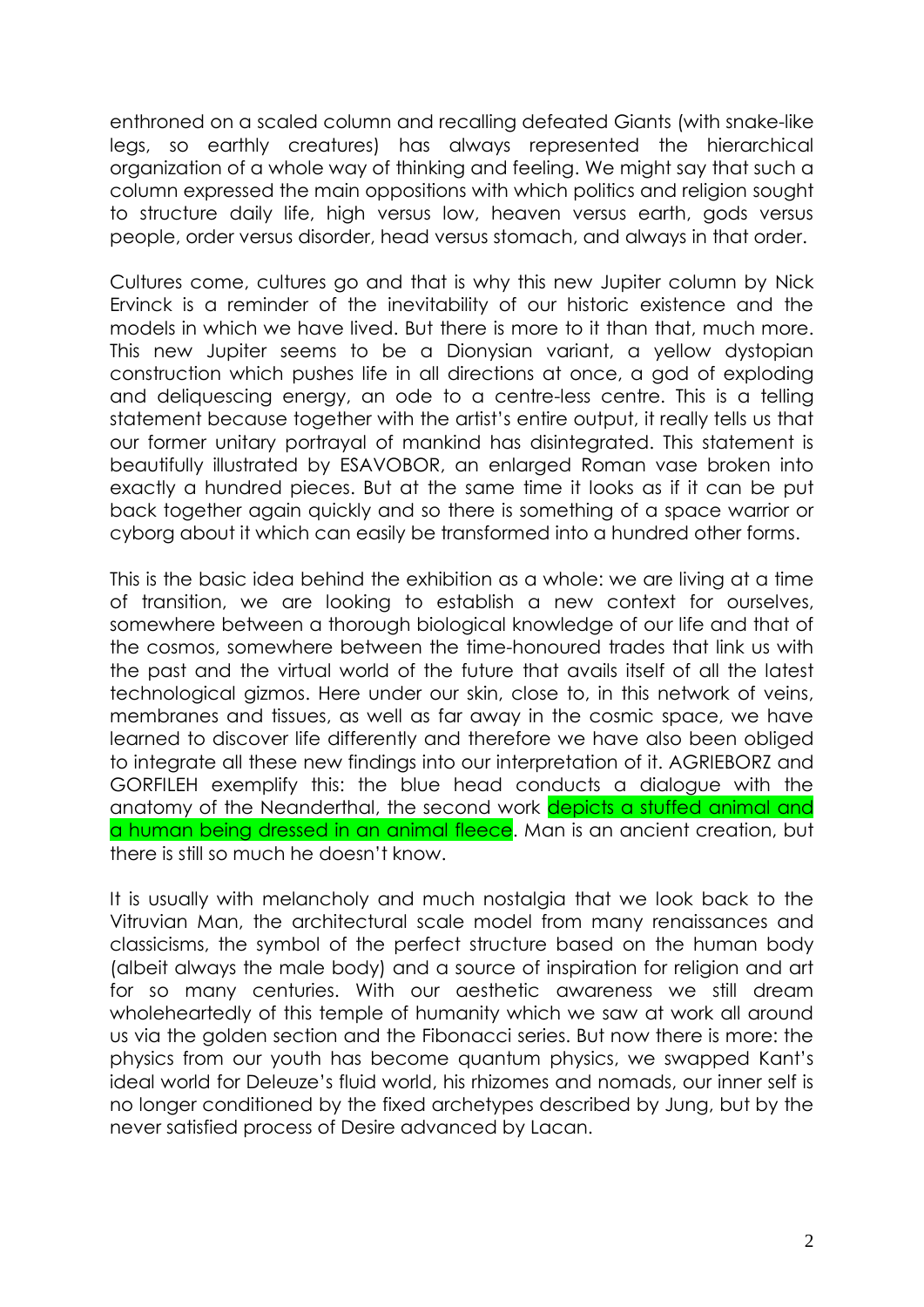enthroned on a scaled column and recalling defeated Giants (with snake-like legs, so earthly creatures) has always represented the hierarchical organization of a whole way of thinking and feeling. We might say that such a column expressed the main oppositions with which politics and religion sought to structure daily life, high versus low, heaven versus earth, gods versus people, order versus disorder, head versus stomach, and always in that order.

Cultures come, cultures go and that is why this new Jupiter column by Nick Ervinck is a reminder of the inevitability of our historic existence and the models in which we have lived. But there is more to it than that, much more. This new Jupiter seems to be a Dionysian variant, a yellow dystopian construction which pushes life in all directions at once, a god of exploding and deliquescing energy, an ode to a centre-less centre. This is a telling statement because together with the artist's entire output, it really tells us that our former unitary portrayal of mankind has disintegrated. This statement is beautifully illustrated by ESAVOBOR, an enlarged Roman vase broken into exactly a hundred pieces. But at the same time it looks as if it can be put back together again quickly and so there is something of a space warrior or cyborg about it which can easily be transformed into a hundred other forms.

This is the basic idea behind the exhibition as a whole: we are living at a time of transition, we are looking to establish a new context for ourselves, somewhere between a thorough biological knowledge of our life and that of the cosmos, somewhere between the time-honoured trades that link us with the past and the virtual world of the future that avails itself of all the latest technological gizmos. Here under our skin, close to, in this network of veins, membranes and tissues, as well as far away in the cosmic space, we have learned to discover life differently and therefore we have also been obliged to integrate all these new findings into our interpretation of it. AGRIEBORZ and GORFILEH exemplify this: the blue head conducts a dialogue with the anatomy of the Neanderthal, the second work depicts a stuffed animal and a human being dressed in an animal fleece. Man is an ancient creation, but there is still so much he doesn't know.

It is usually with melancholy and much nostalgia that we look back to the Vitruvian Man, the architectural scale model from many renaissances and classicisms, the symbol of the perfect structure based on the human body (albeit always the male body) and a source of inspiration for religion and art for so many centuries. With our aesthetic awareness we still dream wholeheartedly of this temple of humanity which we saw at work all around us via the golden section and the Fibonacci series. But now there is more: the physics from our youth has become quantum physics, we swapped Kant's ideal world for Deleuze's fluid world, his rhizomes and nomads, our inner self is no longer conditioned by the fixed archetypes described by Jung, but by the never satisfied process of Desire advanced by Lacan.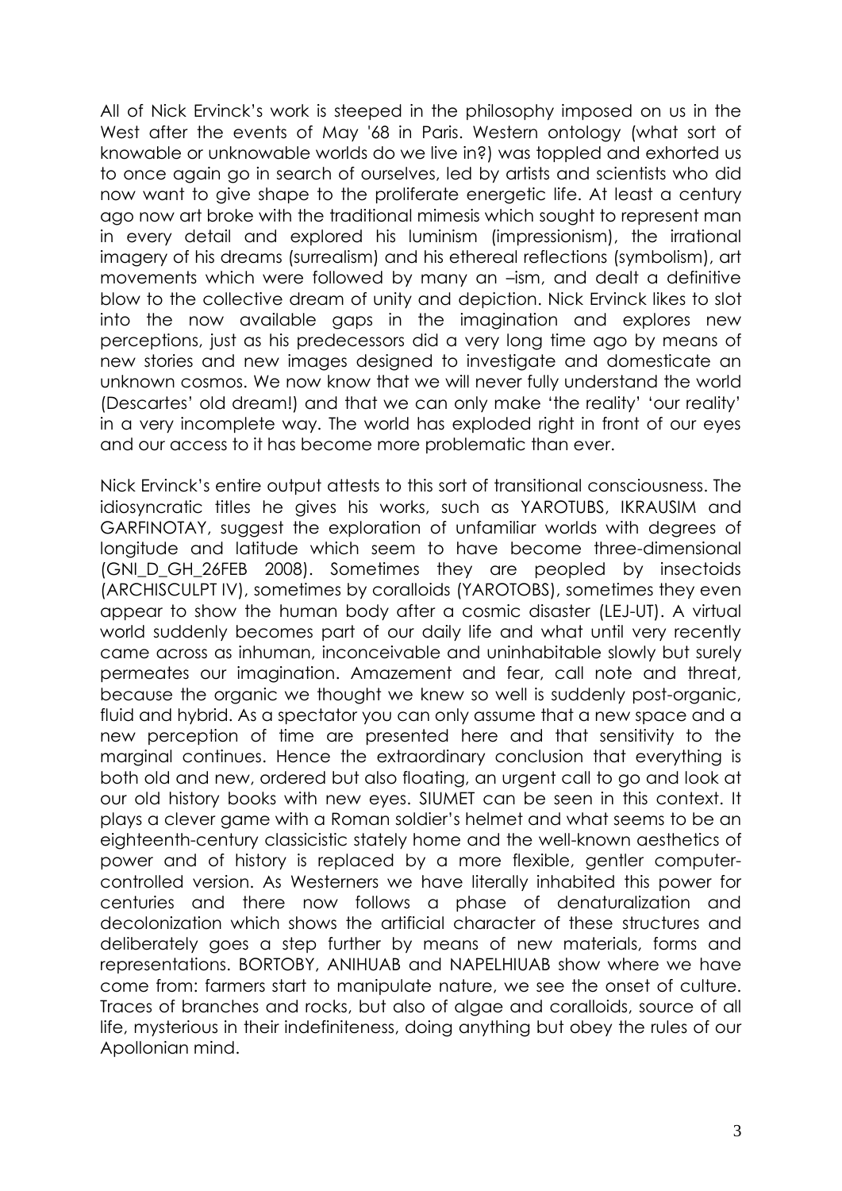All of Nick Ervinck's work is steeped in the philosophy imposed on us in the West after the events of May '68 in Paris. Western ontology (what sort of knowable or unknowable worlds do we live in?) was toppled and exhorted us to once again go in search of ourselves, led by artists and scientists who did now want to give shape to the proliferate energetic life. At least a century ago now art broke with the traditional mimesis which sought to represent man in every detail and explored his luminism (impressionism), the irrational imagery of his dreams (surrealism) and his ethereal reflections (symbolism), art movements which were followed by many an –ism, and dealt a definitive blow to the collective dream of unity and depiction. Nick Ervinck likes to slot into the now available gaps in the imagination and explores new perceptions, just as his predecessors did a very long time ago by means of new stories and new images designed to investigate and domesticate an unknown cosmos. We now know that we will never fully understand the world (Descartes' old dream!) and that we can only make 'the reality' 'our reality' in a very incomplete way. The world has exploded right in front of our eyes and our access to it has become more problematic than ever.

Nick Ervinck's entire output attests to this sort of transitional consciousness. The idiosyncratic titles he gives his works, such as YAROTUBS, IKRAUSIM and GARFINOTAY, suggest the exploration of unfamiliar worlds with degrees of longitude and latitude which seem to have become three-dimensional (GNI_D_GH_26FEB 2008). Sometimes they are peopled by insectoids (ARCHISCULPT IV), sometimes by coralloids (YAROTOBS), sometimes they even appear to show the human body after a cosmic disaster (LEJ-UT). A virtual world suddenly becomes part of our daily life and what until very recently came across as inhuman, inconceivable and uninhabitable slowly but surely permeates our imagination. Amazement and fear, call note and threat, because the organic we thought we knew so well is suddenly post-organic, fluid and hybrid. As a spectator you can only assume that a new space and a new perception of time are presented here and that sensitivity to the marginal continues. Hence the extraordinary conclusion that everything is both old and new, ordered but also floating, an urgent call to go and look at our old history books with new eyes. SIUMET can be seen in this context. It plays a clever game with a Roman soldier's helmet and what seems to be an eighteenth-century classicistic stately home and the well-known aesthetics of power and of history is replaced by a more flexible, gentler computer-controlled version. As Westerners we have literally inhabited this power for centuries and there now follows a phase of denaturalization and decolonization which shows the artificial character of these structures and deliberately goes a step further by means of new materials, forms and representations. BORTOBY, ANIHUAB and NAPELHIUAB show where we have come from: farmers start to manipulate nature, we see the onset of culture. Traces of branches and rocks, but also of algae and coralloids, source of all life, mysterious in their indefiniteness, doing anything but obey the rules of our Apollonian mind.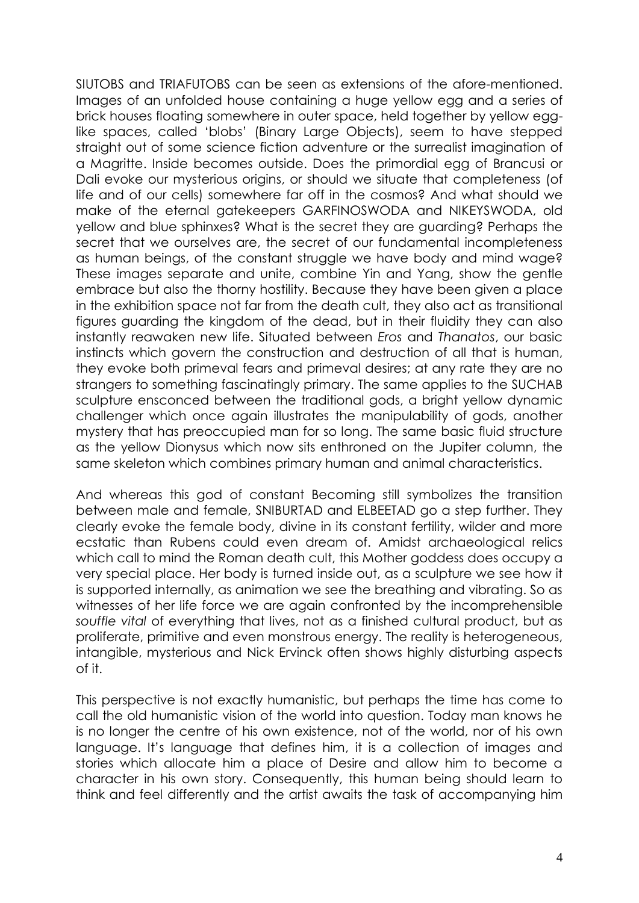SIUTOBS and TRIAFUTOBS can be seen as extensions of the afore-mentioned. Images of an unfolded house containing a huge yellow egg and a series of brick houses floating somewhere in outer space, held together by yellow egg-like spaces, called 'blobs' (Binary Large Objects), seem to have stepped straight out of some science fiction adventure or the surrealist imagination of a Magritte. Inside becomes outside. Does the primordial egg of Brancusi or Dali evoke our mysterious origins, or should we situate that completeness (of life and of our cells) somewhere far off in the cosmos? And what should we make of the eternal gatekeepers GARFINOSWODA and NIKEYSWODA, old yellow and blue sphinxes? What is the secret they are guarding? Perhaps the secret that we ourselves are, the secret of our fundamental incompleteness as human beings, of the constant struggle we have body and mind wage? These images separate and unite, combine Yin and Yang, show the gentle embrace but also the thorny hostility. Because they have been given a place in the exhibition space not far from the death cult, they also act as transitional figures guarding the kingdom of the dead, but in their fluidity they can also instantly reawaken new life. Situated between *Eros* and *Thanatos*, our basic instincts which govern the construction and destruction of all that is human, they evoke both primeval fears and primeval desires; at any rate they are no strangers to something fascinatingly primary. The same applies to the SUCHAB sculpture ensconced between the traditional gods, a bright yellow dynamic challenger which once again illustrates the manipulability of gods, another mystery that has preoccupied man for so long. The same basic fluid structure as the yellow Dionysus which now sits enthroned on the Jupiter column, the same skeleton which combines primary human and animal characteristics.

And whereas this god of constant Becoming still symbolizes the transition between male and female, SNIBURTAD and ELBEETAD go a step further. They clearly evoke the female body, divine in its constant fertility, wilder and more ecstatic than Rubens could even dream of. Amidst archaeological relics which call to mind the Roman death cult, this Mother goddess does occupy a very special place. Her body is turned inside out, as a sculpture we see how it is supported internally, as animation we see the breathing and vibrating. So as witnesses of her life force we are again confronted by the incomprehensible *souffle vital* of everything that lives, not as a finished cultural product, but as proliferate, primitive and even monstrous energy. The reality is heterogeneous, intangible, mysterious and Nick Ervinck often shows highly disturbing aspects of it.

This perspective is not exactly humanistic, but perhaps the time has come to call the old humanistic vision of the world into question. Today man knows he is no longer the centre of his own existence, not of the world, nor of his own language. It's language that defines him, it is a collection of images and stories which allocate him a place of Desire and allow him to become a character in his own story. Consequently, this human being should learn to think and feel differently and the artist awaits the task of accompanying him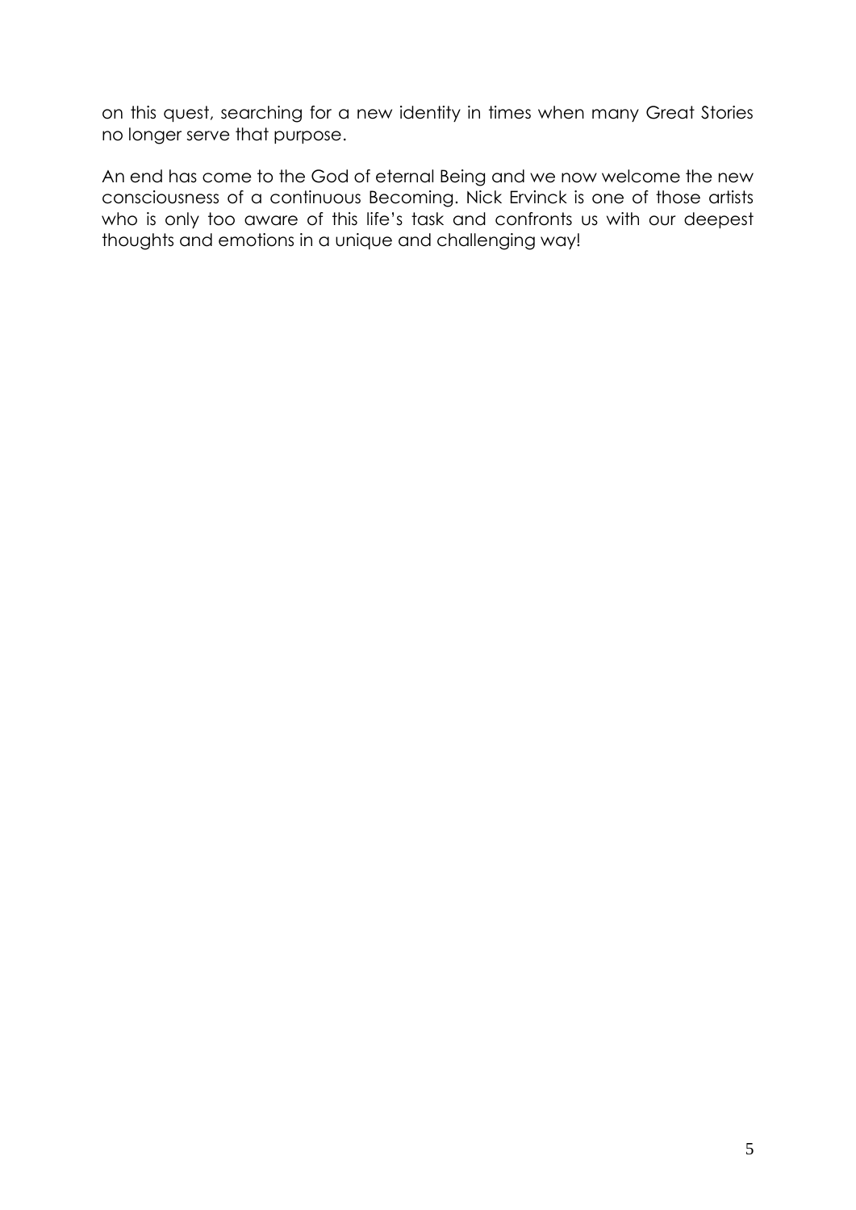on this quest, searching for a new identity in times when many Great Stories no longer serve that purpose.

An end has come to the God of eternal Being and we now welcome the new consciousness of a continuous Becoming. Nick Ervinck is one of those artists who is only too aware of this life's task and confronts us with our deepest thoughts and emotions in a unique and challenging way!